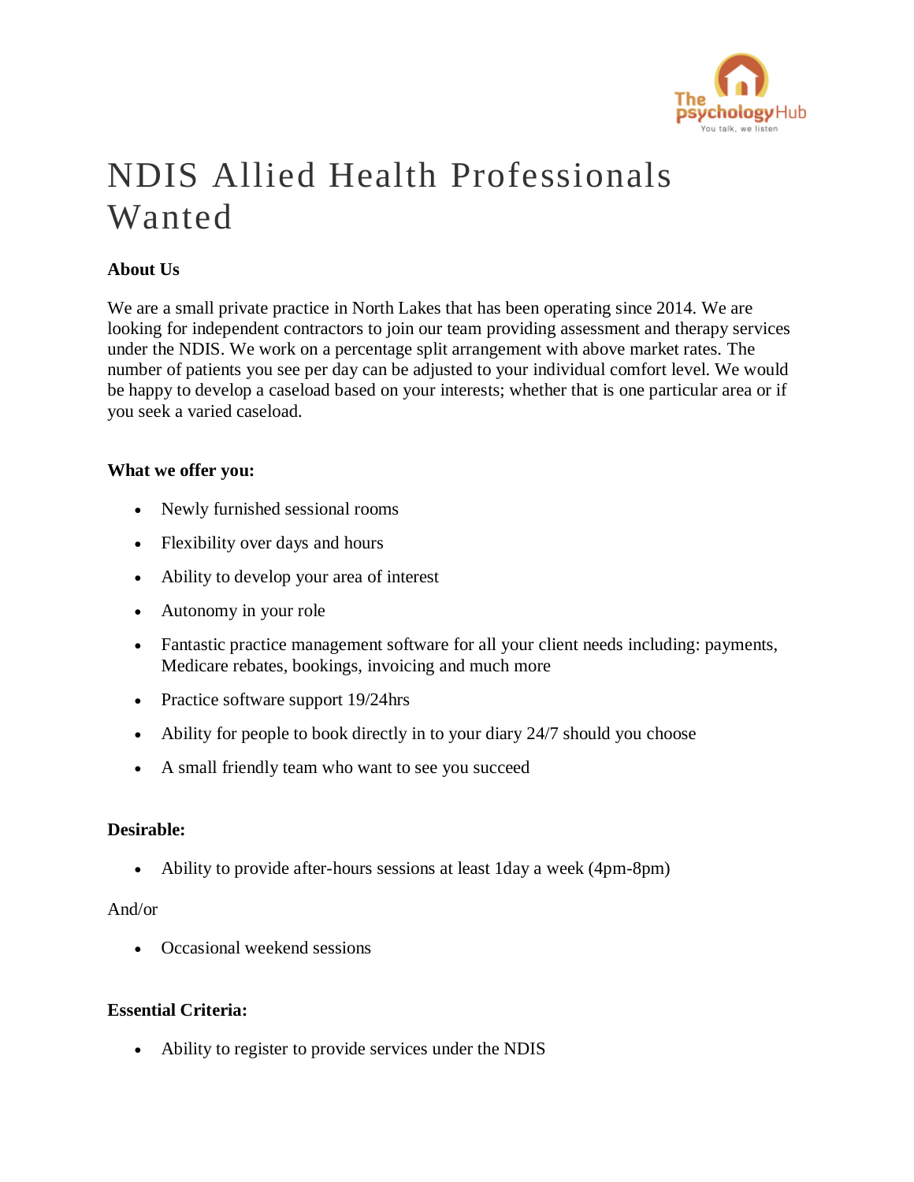# NDIS Allied Health Professionals Wanted

**About Us**

We are a small private practice in North Lakes that has been operating since 2014. We are looking for independent contractors to join our team providing assessment and therapy services under the NDIS. We work on a percentage split arrangement with above market rates. The number of patients you see per day can be adjusted to your individual comfort level. We would be happy to develop a caseload based on your interests; whether that is one particular area or if you seek a varied caseload.

**What we offer you:**

- Newly furnished sessional rooms
- Flexibility over days and hours
- Ability to develop your area of interest
- Autonomy in your role
- Fantastic practice management software for all your client needs including: payments, Medicare rebates, bookings, invoicing and much more
- Practice software support 19/24hrs
- Ability for people to book directly in to your diary 24/7 should you choose
- A small friendly team who want to see you succeed

**Desirable:**

- Ability to provide after-hours sessions at least 1day a week (4pm-8pm)

And/or

- Occasional weekend sessions

**Essential Criteria:**

- Ability to register to provide services under the NDIS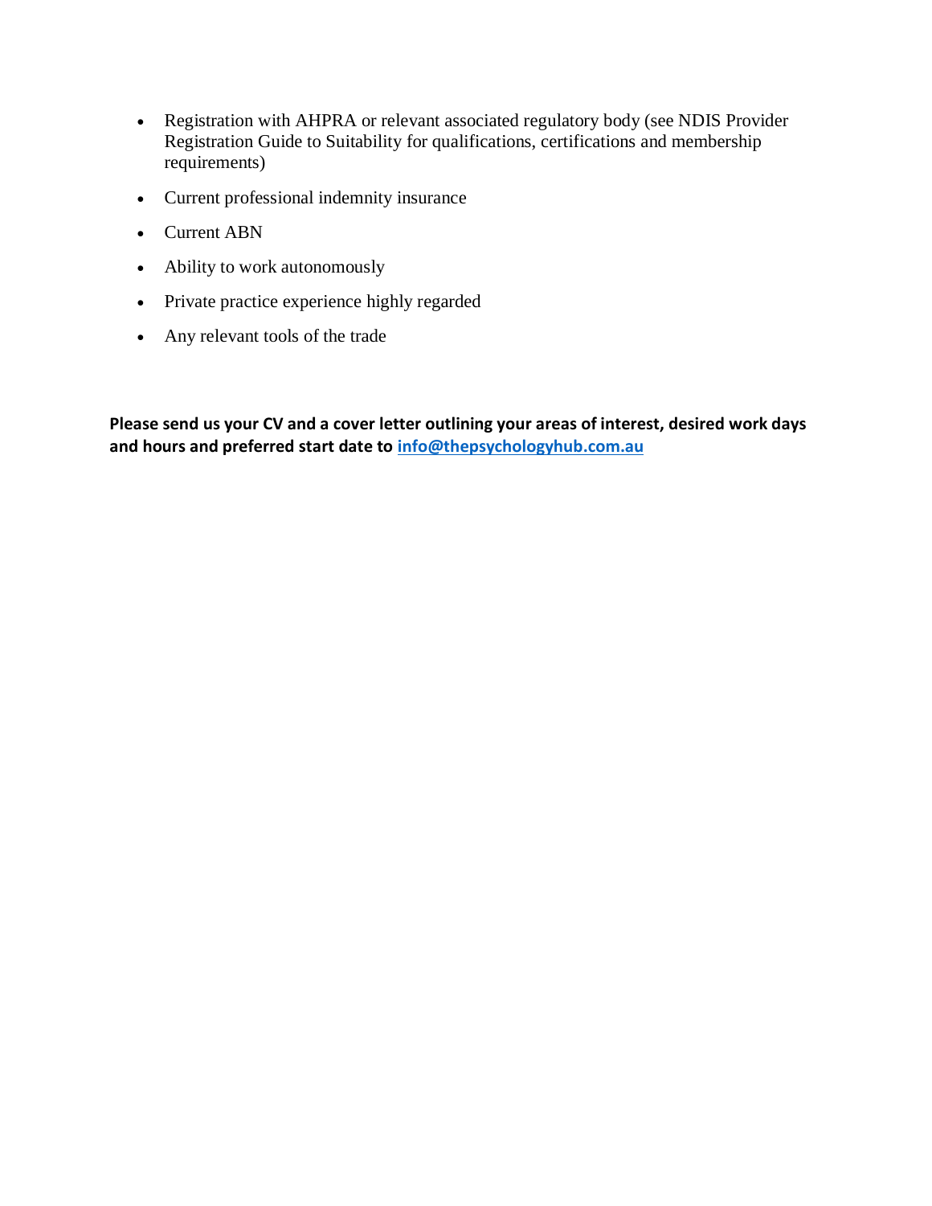- Registration with AHPRA or relevant associated regulatory body (see NDIS Provider Registration Guide to Suitability for qualifications, certifications and membership requirements)
- Current professional indemnity insurance
- Current ABN
- Ability to work autonomously
- Private practice experience highly regarded
- Any relevant tools of the trade

**Please send us your CV and a cover letter outlining your areas of interest, desired work days and hours and preferred start date to [info@thepsychologyhub.com.au](mailto:info@thepsychologyhub.com.au)**